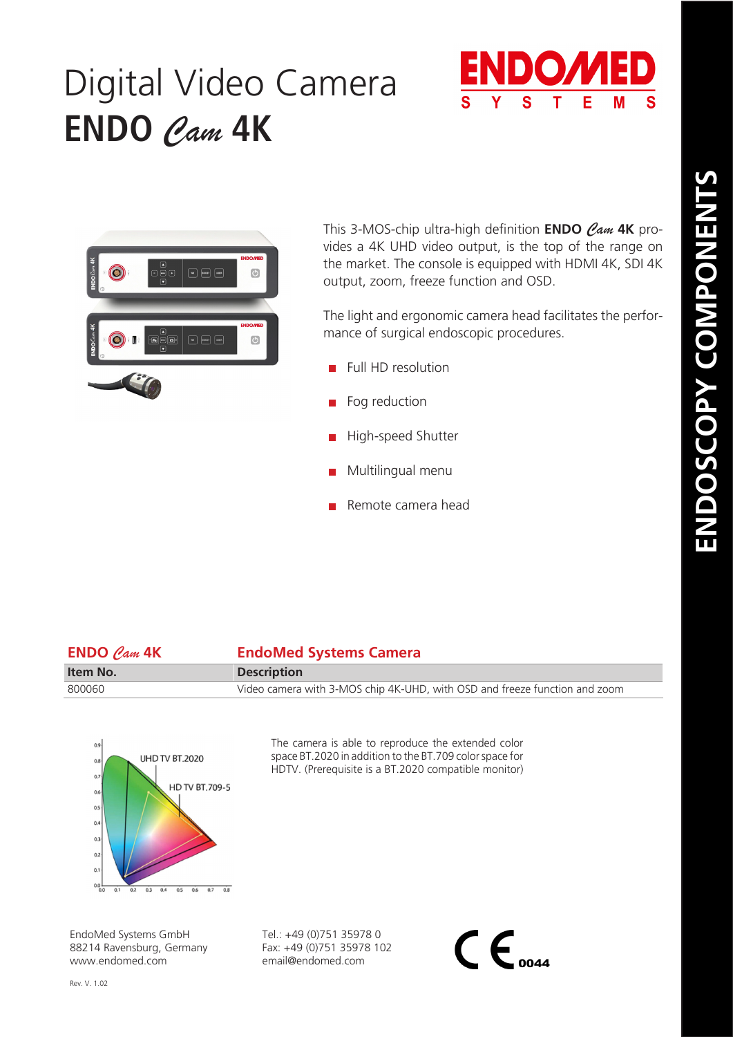# Digital Video Camera
# ENDO *Cam* 4K

ENDOMED SYSTEMS

ENDOSCOPY COMPONENTS

This 3-MOS-chip ultra-high definition **ENDO *Cam* 4K** provides a 4K UHD video output, is the top of the range on the market. The console is equipped with HDMI 4K, SDI 4K output, zoom, freeze function and OSD.

The light and ergonomic camera head facilitates the performance of surgical endoscopic procedures.

- Full HD resolution
- Fog reduction
- High-speed Shutter
- Multilingual menu
- Remote camera head

| **ENDO *Cam* 4K** | **EndoMed Systems Camera** |
|---|---|
| **Item No.** | **Description** |
| 800060 | Video camera with 3-MOS chip 4K-UHD, with OSD and freeze function and zoom |

UHD TV BT.2020

HD TV BT.709-5

The camera is able to reproduce the extended color space BT.2020 in addition to the BT.709 color space for HDTV. (Prerequisite is a BT.2020 compatible monitor)

EndoMed Systems GmbH
88214 Ravensburg, Germany
www.endomed.com

Tel.: +49 (0)751 35978 0
Fax: +49 (0)751 35978 102
email@endomed.com

CE 0044

Rev. V. 1.02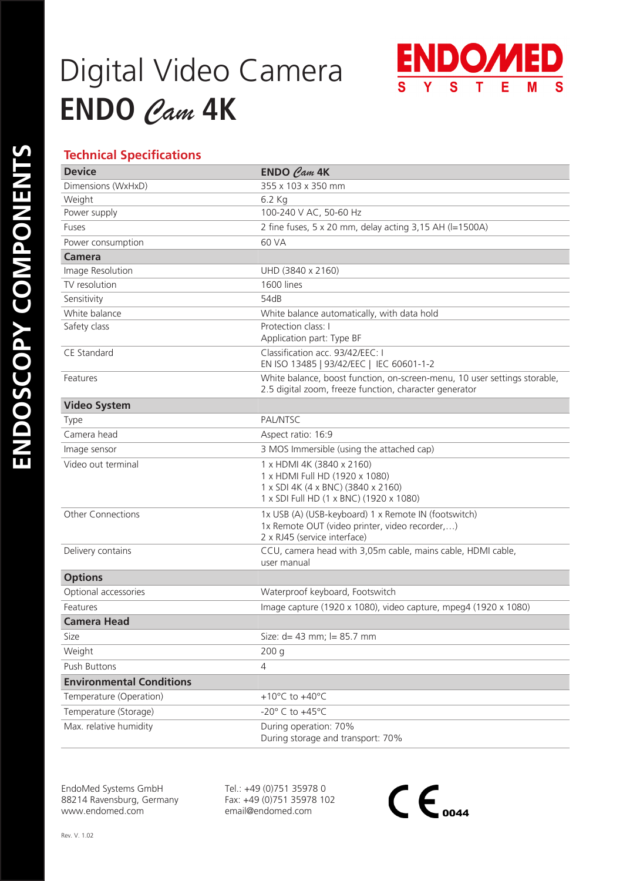# Digital Video Camera

# ENDO *Cam* 4K

ENDOMED SYSTEMS

ENDOSCOPY COMPONENTS

## Technical Specifications

| **Device** | **ENDO *Cam* 4K** |
|---|---|
| Dimensions (WxHxD) | 355 x 103 x 350 mm |
| Weight | 6.2 Kg |
| Power supply | 100-240 V AC, 50-60 Hz |
| Fuses | 2 fine fuses, 5 x 20 mm, delay acting 3,15 AH (I=1500A) |
| Power consumption | 60 VA |
| **Camera** | |
| Image Resolution | UHD (3840 x 2160) |
| TV resolution | 1600 lines |
| Sensitivity | 54dB |
| White balance | White balance automatically, with data hold |
| Safety class | Protection class: I<br>Application part: Type BF |
| CE Standard | Classification acc. 93/42/EEC: I<br>EN ISO 13485 \| 93/42/EEC \| IEC 60601-1-2 |
| Features | White balance, boost function, on-screen-menu, 10 user settings storable, 2.5 digital zoom, freeze function, character generator |
| **Video System** | |
| Type | PAL/NTSC |
| Camera head | Aspect ratio: 16:9 |
| Image sensor | 3 MOS Immersible (using the attached cap) |
| Video out terminal | 1 x HDMI 4K (3840 x 2160)<br>1 x HDMI Full HD (1920 x 1080)<br>1 x SDI 4K (4 x BNC) (3840 x 2160)<br>1 x SDI Full HD (1 x BNC) (1920 x 1080) |
| Other Connections | 1x USB (A) (USB-keyboard) 1 x Remote IN (footswitch)<br>1x Remote OUT (video printer, video recorder,…)<br>2 x RJ45 (service interface) |
| Delivery contains | CCU, camera head with 3,05m cable, mains cable, HDMI cable, user manual |
| **Options** | |
| Optional accessories | Waterproof keyboard, Footswitch |
| Features | Image capture (1920 x 1080), video capture, mpeg4 (1920 x 1080) |
| **Camera Head** | |
| Size | Size: d= 43 mm; l= 85.7 mm |
| Weight | 200 g |
| Push Buttons | 4 |
| **Environmental Conditions** | |
| Temperature (Operation) | +10°C to +40°C |
| Temperature (Storage) | -20° C to +45°C |
| Max. relative humidity | During operation: 70%<br>During storage and transport: 70% |

EndoMed Systems GmbH
88214 Ravensburg, Germany
www.endomed.com

Tel.: +49 (0)751 35978 0
Fax: +49 (0)751 35978 102
email@endomed.com

CE 0044

Rev. V. 1.02